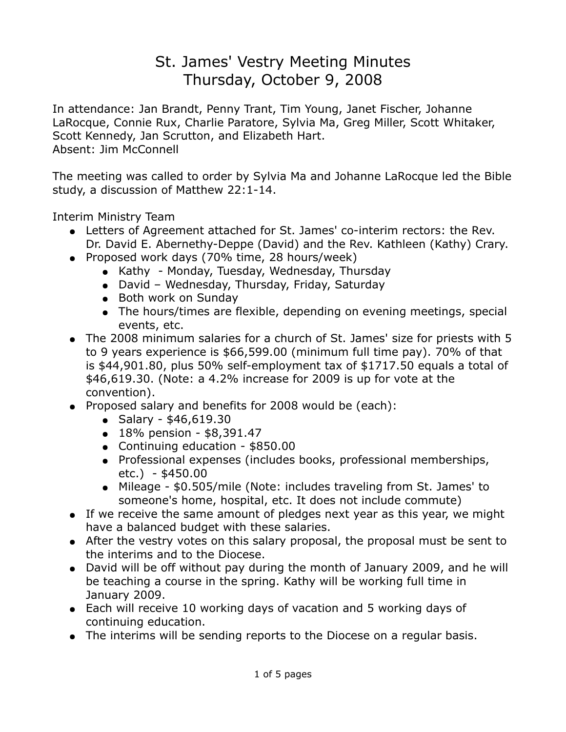# St. James' Vestry Meeting Minutes
# Thursday, October 9, 2008

In attendance: Jan Brandt, Penny Trant, Tim Young, Janet Fischer, Johanne LaRocque, Connie Rux, Charlie Paratore, Sylvia Ma, Greg Miller, Scott Whitaker, Scott Kennedy, Jan Scrutton, and Elizabeth Hart.
Absent: Jim McConnell

The meeting was called to order by Sylvia Ma and Johanne LaRocque led the Bible study, a discussion of Matthew 22:1-14.

Interim Ministry Team

- Letters of Agreement attached for St. James' co-interim rectors: the Rev. Dr. David E. Abernethy-Deppe (David) and the Rev. Kathleen (Kathy) Crary.
- Proposed work days (70% time, 28 hours/week)
  - Kathy - Monday, Tuesday, Wednesday, Thursday
  - David – Wednesday, Thursday, Friday, Saturday
  - Both work on Sunday
  - The hours/times are flexible, depending on evening meetings, special events, etc.
- The 2008 minimum salaries for a church of St. James' size for priests with 5 to 9 years experience is $66,599.00 (minimum full time pay). 70% of that is $44,901.80, plus 50% self-employment tax of $1717.50 equals a total of $46,619.30. (Note: a 4.2% increase for 2009 is up for vote at the convention).
- Proposed salary and benefits for 2008 would be (each):
  - Salary - $46,619.30
  - 18% pension - $8,391.47
  - Continuing education - $850.00
  - Professional expenses (includes books, professional memberships, etc.) - $450.00
  - Mileage - $0.505/mile (Note: includes traveling from St. James' to someone's home, hospital, etc. It does not include commute)
- If we receive the same amount of pledges next year as this year, we might have a balanced budget with these salaries.
- After the vestry votes on this salary proposal, the proposal must be sent to the interims and to the Diocese.
- David will be off without pay during the month of January 2009, and he will be teaching a course in the spring. Kathy will be working full time in January 2009.
- Each will receive 10 working days of vacation and 5 working days of continuing education.
- The interims will be sending reports to the Diocese on a regular basis.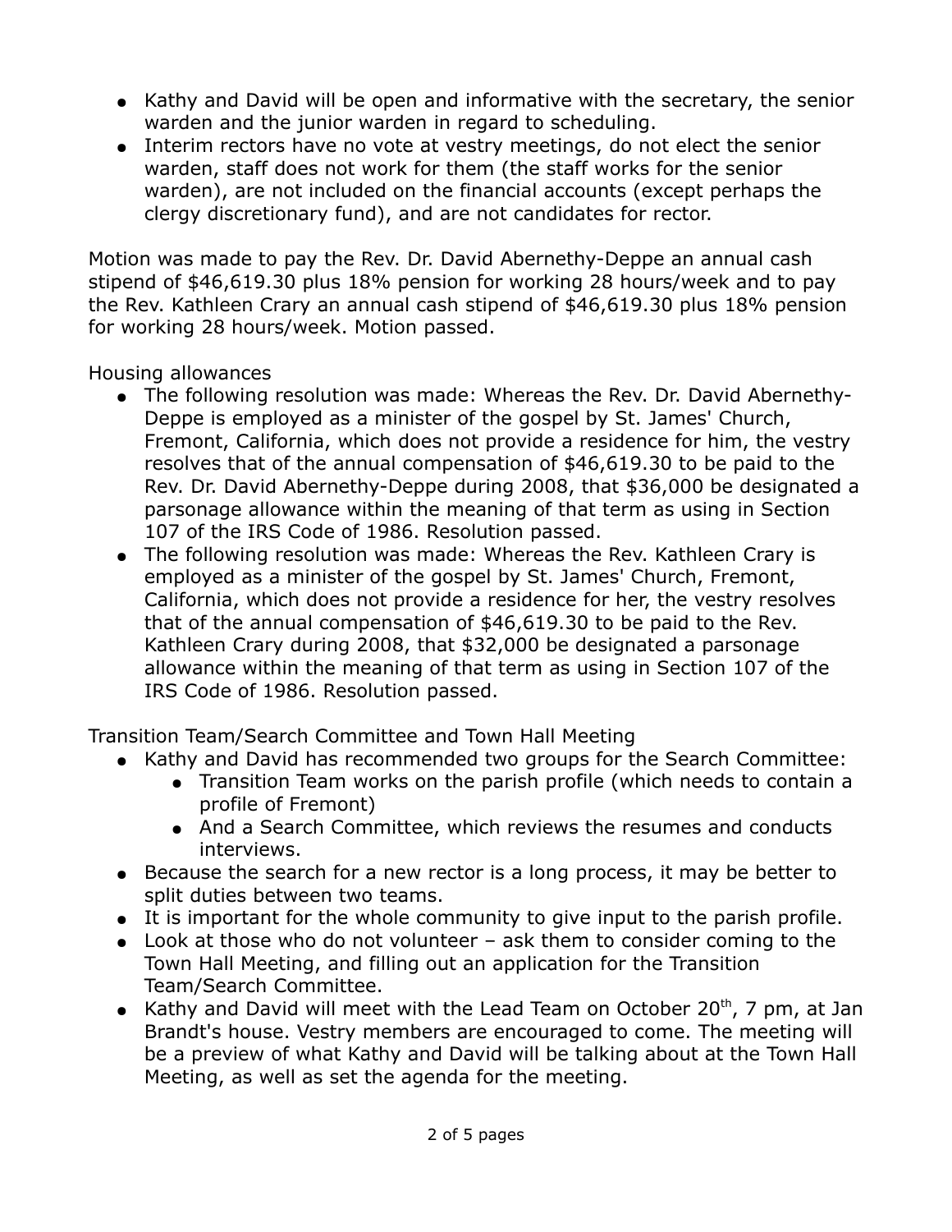- Kathy and David will be open and informative with the secretary, the senior warden and the junior warden in regard to scheduling.
- Interim rectors have no vote at vestry meetings, do not elect the senior warden, staff does not work for them (the staff works for the senior warden), are not included on the financial accounts (except perhaps the clergy discretionary fund), and are not candidates for rector.

Motion was made to pay the Rev. Dr. David Abernethy-Deppe an annual cash stipend of $46,619.30 plus 18% pension for working 28 hours/week and to pay the Rev. Kathleen Crary an annual cash stipend of $46,619.30 plus 18% pension for working 28 hours/week. Motion passed.

Housing allowances

- The following resolution was made: Whereas the Rev. Dr. David Abernethy-Deppe is employed as a minister of the gospel by St. James' Church, Fremont, California, which does not provide a residence for him, the vestry resolves that of the annual compensation of $46,619.30 to be paid to the Rev. Dr. David Abernethy-Deppe during 2008, that $36,000 be designated a parsonage allowance within the meaning of that term as using in Section 107 of the IRS Code of 1986. Resolution passed.
- The following resolution was made: Whereas the Rev. Kathleen Crary is employed as a minister of the gospel by St. James' Church, Fremont, California, which does not provide a residence for her, the vestry resolves that of the annual compensation of $46,619.30 to be paid to the Rev. Kathleen Crary during 2008, that $32,000 be designated a parsonage allowance within the meaning of that term as using in Section 107 of the IRS Code of 1986. Resolution passed.

Transition Team/Search Committee and Town Hall Meeting

- Kathy and David has recommended two groups for the Search Committee:
  - Transition Team works on the parish profile (which needs to contain a profile of Fremont)
  - And a Search Committee, which reviews the resumes and conducts interviews.
- Because the search for a new rector is a long process, it may be better to split duties between two teams.
- It is important for the whole community to give input to the parish profile.
- Look at those who do not volunteer – ask them to consider coming to the Town Hall Meeting, and filling out an application for the Transition Team/Search Committee.
- Kathy and David will meet with the Lead Team on October 20th, 7 pm, at Jan Brandt's house. Vestry members are encouraged to come. The meeting will be a preview of what Kathy and David will be talking about at the Town Hall Meeting, as well as set the agenda for the meeting.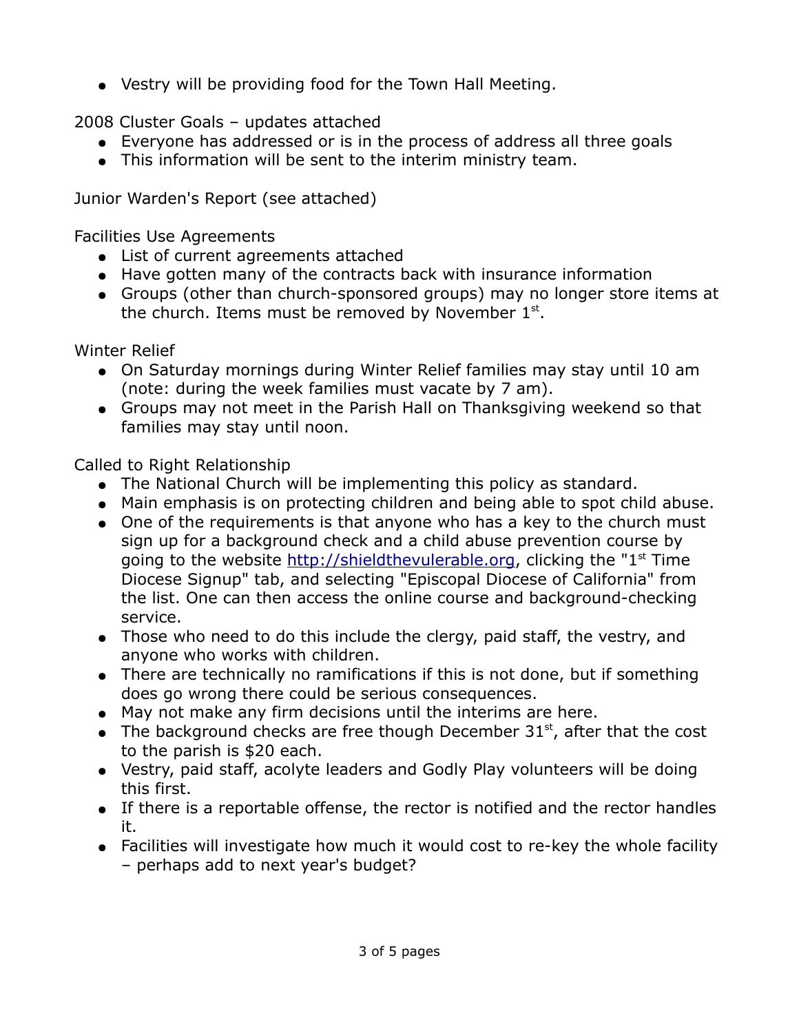- Vestry will be providing food for the Town Hall Meeting.

2008 Cluster Goals – updates attached

- Everyone has addressed or is in the process of address all three goals
- This information will be sent to the interim ministry team.

Junior Warden's Report (see attached)

Facilities Use Agreements

- List of current agreements attached
- Have gotten many of the contracts back with insurance information
- Groups (other than church-sponsored groups) may no longer store items at the church. Items must be removed by November 1st.

Winter Relief

- On Saturday mornings during Winter Relief families may stay until 10 am (note: during the week families must vacate by 7 am).
- Groups may not meet in the Parish Hall on Thanksgiving weekend so that families may stay until noon.

Called to Right Relationship

- The National Church will be implementing this policy as standard.
- Main emphasis is on protecting children and being able to spot child abuse.
- One of the requirements is that anyone who has a key to the church must sign up for a background check and a child abuse prevention course by going to the website [http://shieldthevulerable.org](http://shieldthevulerable.org), clicking the "1st Time Diocese Signup" tab, and selecting "Episcopal Diocese of California" from the list. One can then access the online course and background-checking service.
- Those who need to do this include the clergy, paid staff, the vestry, and anyone who works with children.
- There are technically no ramifications if this is not done, but if something does go wrong there could be serious consequences.
- May not make any firm decisions until the interims are here.
- The background checks are free though December 31st, after that the cost to the parish is $20 each.
- Vestry, paid staff, acolyte leaders and Godly Play volunteers will be doing this first.
- If there is a reportable offense, the rector is notified and the rector handles it.
- Facilities will investigate how much it would cost to re-key the whole facility – perhaps add to next year's budget?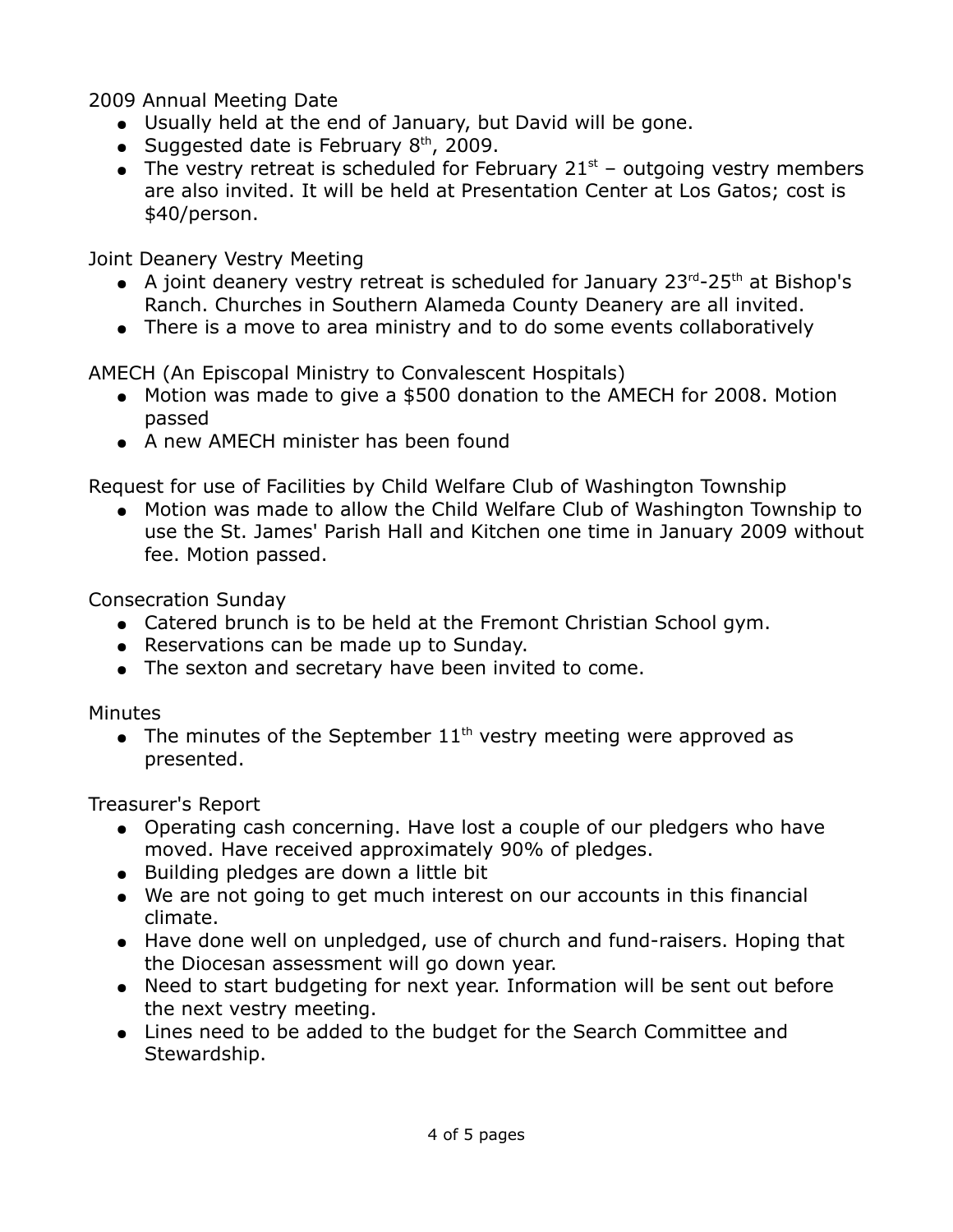2009 Annual Meeting Date

- Usually held at the end of January, but David will be gone.
- Suggested date is February 8th, 2009.
- The vestry retreat is scheduled for February 21st – outgoing vestry members are also invited. It will be held at Presentation Center at Los Gatos; cost is $40/person.

Joint Deanery Vestry Meeting

- A joint deanery vestry retreat is scheduled for January 23rd-25th at Bishop's Ranch. Churches in Southern Alameda County Deanery are all invited.
- There is a move to area ministry and to do some events collaboratively

AMECH (An Episcopal Ministry to Convalescent Hospitals)

- Motion was made to give a $500 donation to the AMECH for 2008. Motion passed
- A new AMECH minister has been found

Request for use of Facilities by Child Welfare Club of Washington Township

- Motion was made to allow the Child Welfare Club of Washington Township to use the St. James' Parish Hall and Kitchen one time in January 2009 without fee. Motion passed.

Consecration Sunday

- Catered brunch is to be held at the Fremont Christian School gym.
- Reservations can be made up to Sunday.
- The sexton and secretary have been invited to come.

Minutes

- The minutes of the September 11th vestry meeting were approved as presented.

Treasurer's Report

- Operating cash concerning. Have lost a couple of our pledgers who have moved. Have received approximately 90% of pledges.
- Building pledges are down a little bit
- We are not going to get much interest on our accounts in this financial climate.
- Have done well on unpledged, use of church and fund-raisers. Hoping that the Diocesan assessment will go down year.
- Need to start budgeting for next year. Information will be sent out before the next vestry meeting.
- Lines need to be added to the budget for the Search Committee and Stewardship.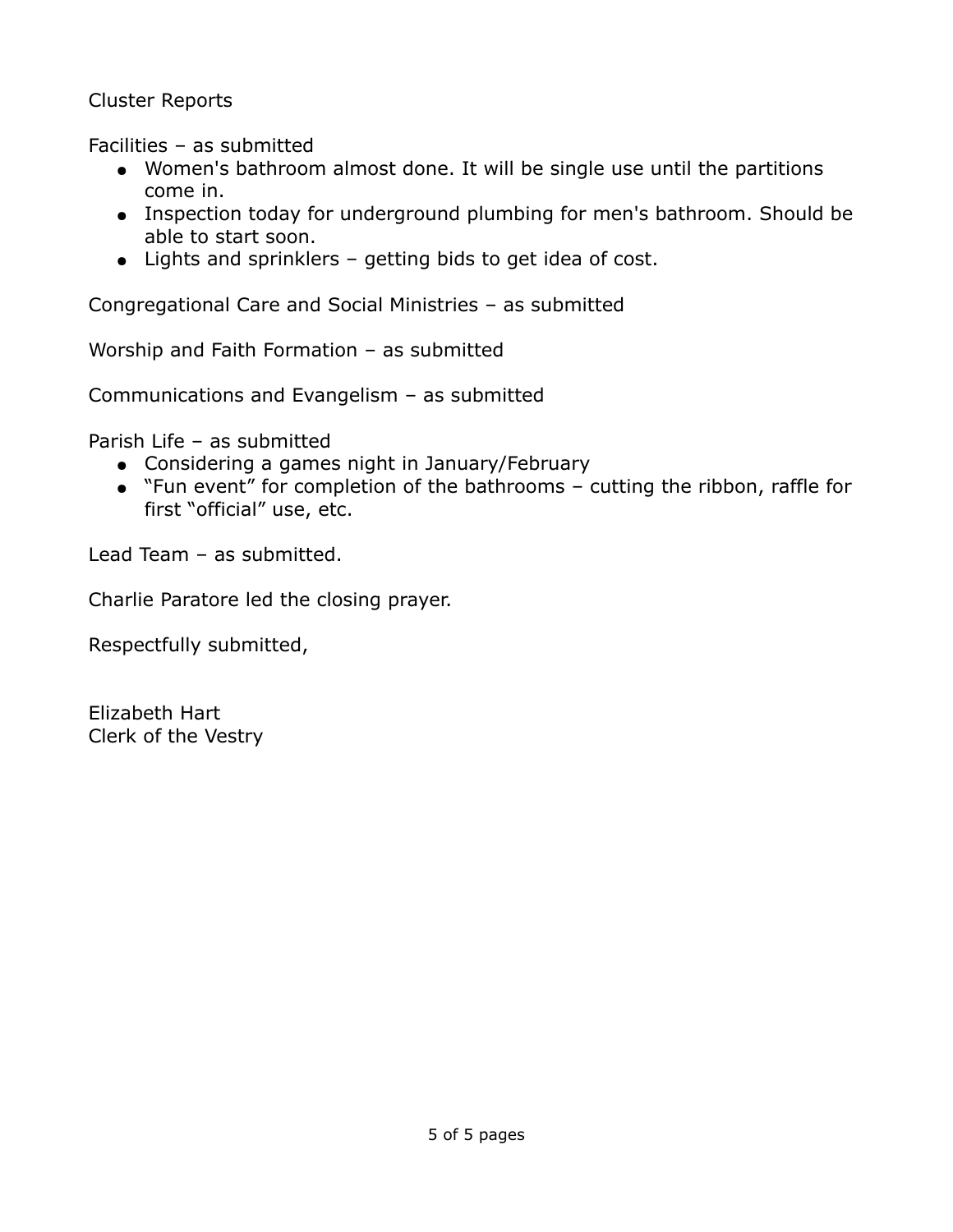Cluster Reports

Facilities – as submitted

- Women's bathroom almost done. It will be single use until the partitions come in.
- Inspection today for underground plumbing for men's bathroom. Should be able to start soon.
- Lights and sprinklers – getting bids to get idea of cost.

Congregational Care and Social Ministries – as submitted

Worship and Faith Formation – as submitted

Communications and Evangelism – as submitted

Parish Life – as submitted

- Considering a games night in January/February
- "Fun event" for completion of the bathrooms – cutting the ribbon, raffle for first "official" use, etc.

Lead Team – as submitted.

Charlie Paratore led the closing prayer.

Respectfully submitted,

Elizabeth Hart
Clerk of the Vestry